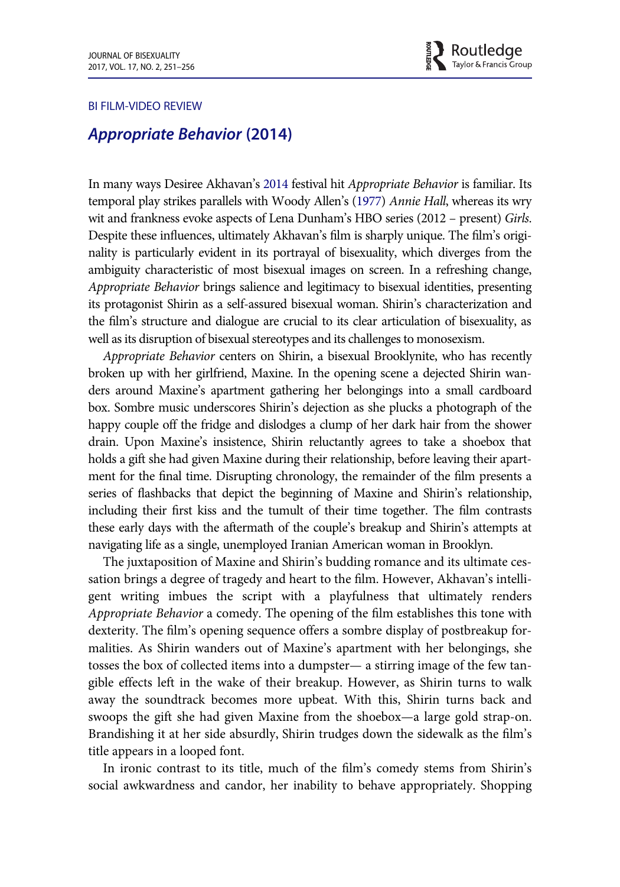BI FILM-VIDEO REVIEW

# *Appropriate Behavior* (2014)

In many ways Desiree Akhavan's 2014 festival hit *Appropriate Behavior* is familiar. Its temporal play strikes parallels with Woody Allen's (1977) *Annie Hall*, whereas its wry wit and frankness evoke aspects of Lena Dunham's HBO series (2012 – present) *Girls*. Despite these influences, ultimately Akhavan's film is sharply unique. The film's originality is particularly evident in its portrayal of bisexuality, which diverges from the ambiguity characteristic of most bisexual images on screen. In a refreshing change, *Appropriate Behavior* brings salience and legitimacy to bisexual identities, presenting its protagonist Shirin as a self-assured bisexual woman. Shirin's characterization and the film's structure and dialogue are crucial to its clear articulation of bisexuality, as well as its disruption of bisexual stereotypes and its challenges to monosexism.

*Appropriate Behavior* centers on Shirin, a bisexual Brooklynite, who has recently broken up with her girlfriend, Maxine. In the opening scene a dejected Shirin wanders around Maxine's apartment gathering her belongings into a small cardboard box. Sombre music underscores Shirin's dejection as she plucks a photograph of the happy couple off the fridge and dislodges a clump of her dark hair from the shower drain. Upon Maxine's insistence, Shirin reluctantly agrees to take a shoebox that holds a gift she had given Maxine during their relationship, before leaving their apartment for the final time. Disrupting chronology, the remainder of the film presents a series of flashbacks that depict the beginning of Maxine and Shirin's relationship, including their first kiss and the tumult of their time together. The film contrasts these early days with the aftermath of the couple's breakup and Shirin's attempts at navigating life as a single, unemployed Iranian American woman in Brooklyn.

The juxtaposition of Maxine and Shirin's budding romance and its ultimate cessation brings a degree of tragedy and heart to the film. However, Akhavan's intelligent writing imbues the script with a playfulness that ultimately renders *Appropriate Behavior* a comedy. The opening of the film establishes this tone with dexterity. The film's opening sequence offers a sombre display of postbreakup formalities. As Shirin wanders out of Maxine's apartment with her belongings, she tosses the box of collected items into a dumpster— a stirring image of the few tangible effects left in the wake of their breakup. However, as Shirin turns to walk away the soundtrack becomes more upbeat. With this, Shirin turns back and swoops the gift she had given Maxine from the shoebox—a large gold strap-on. Brandishing it at her side absurdly, Shirin trudges down the sidewalk as the film's title appears in a looped font.

In ironic contrast to its title, much of the film's comedy stems from Shirin's social awkwardness and candor, her inability to behave appropriately. Shopping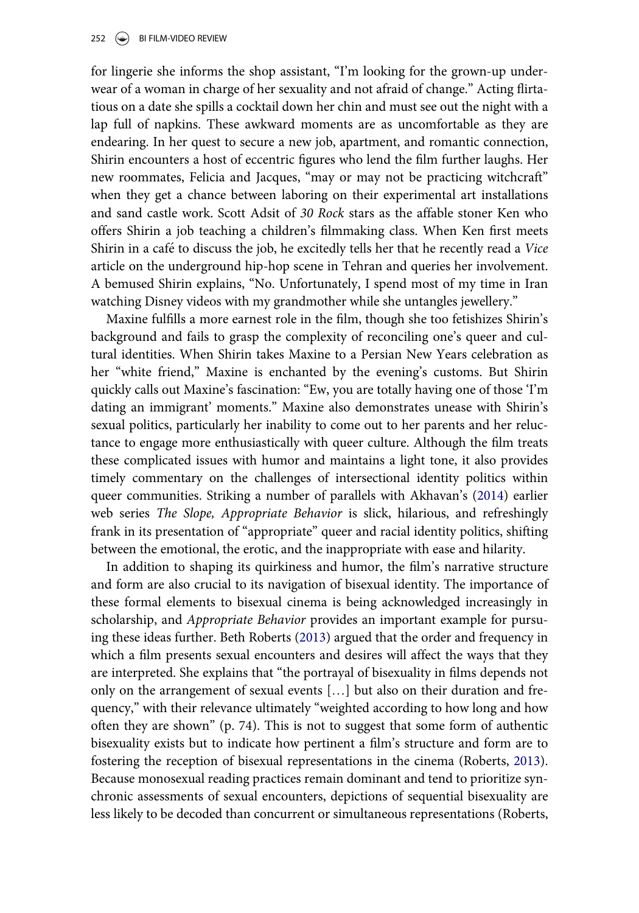for lingerie she informs the shop assistant, "I'm looking for the grown-up underwear of a woman in charge of her sexuality and not afraid of change." Acting flirtatious on a date she spills a cocktail down her chin and must see out the night with a lap full of napkins. These awkward moments are as uncomfortable as they are endearing. In her quest to secure a new job, apartment, and romantic connection, Shirin encounters a host of eccentric figures who lend the film further laughs. Her new roommates, Felicia and Jacques, "may or may not be practicing witchcraft" when they get a chance between laboring on their experimental art installations and sand castle work. Scott Adsit of *30 Rock* stars as the affable stoner Ken who offers Shirin a job teaching a children's filmmaking class. When Ken first meets Shirin in a café to discuss the job, he excitedly tells her that he recently read a *Vice* article on the underground hip-hop scene in Tehran and queries her involvement. A bemused Shirin explains, "No. Unfortunately, I spend most of my time in Iran watching Disney videos with my grandmother while she untangles jewellery."

Maxine fulfills a more earnest role in the film, though she too fetishizes Shirin's background and fails to grasp the complexity of reconciling one's queer and cultural identities. When Shirin takes Maxine to a Persian New Years celebration as her "white friend," Maxine is enchanted by the evening's customs. But Shirin quickly calls out Maxine's fascination: "Ew, you are totally having one of those 'I'm dating an immigrant' moments." Maxine also demonstrates unease with Shirin's sexual politics, particularly her inability to come out to her parents and her reluctance to engage more enthusiastically with queer culture. Although the film treats these complicated issues with humor and maintains a light tone, it also provides timely commentary on the challenges of intersectional identity politics within queer communities. Striking a number of parallels with Akhavan's (2014) earlier web series *The Slope, Appropriate Behavior* is slick, hilarious, and refreshingly frank in its presentation of "appropriate" queer and racial identity politics, shifting between the emotional, the erotic, and the inappropriate with ease and hilarity.

In addition to shaping its quirkiness and humor, the film's narrative structure and form are also crucial to its navigation of bisexual identity. The importance of these formal elements to bisexual cinema is being acknowledged increasingly in scholarship, and *Appropriate Behavior* provides an important example for pursuing these ideas further. Beth Roberts (2013) argued that the order and frequency in which a film presents sexual encounters and desires will affect the ways that they are interpreted. She explains that "the portrayal of bisexuality in films depends not only on the arrangement of sexual events […] but also on their duration and frequency," with their relevance ultimately "weighted according to how long and how often they are shown" (p. 74). This is not to suggest that some form of authentic bisexuality exists but to indicate how pertinent a film's structure and form are to fostering the reception of bisexual representations in the cinema (Roberts, 2013). Because monosexual reading practices remain dominant and tend to prioritize synchronic assessments of sexual encounters, depictions of sequential bisexuality are less likely to be decoded than concurrent or simultaneous representations (Roberts,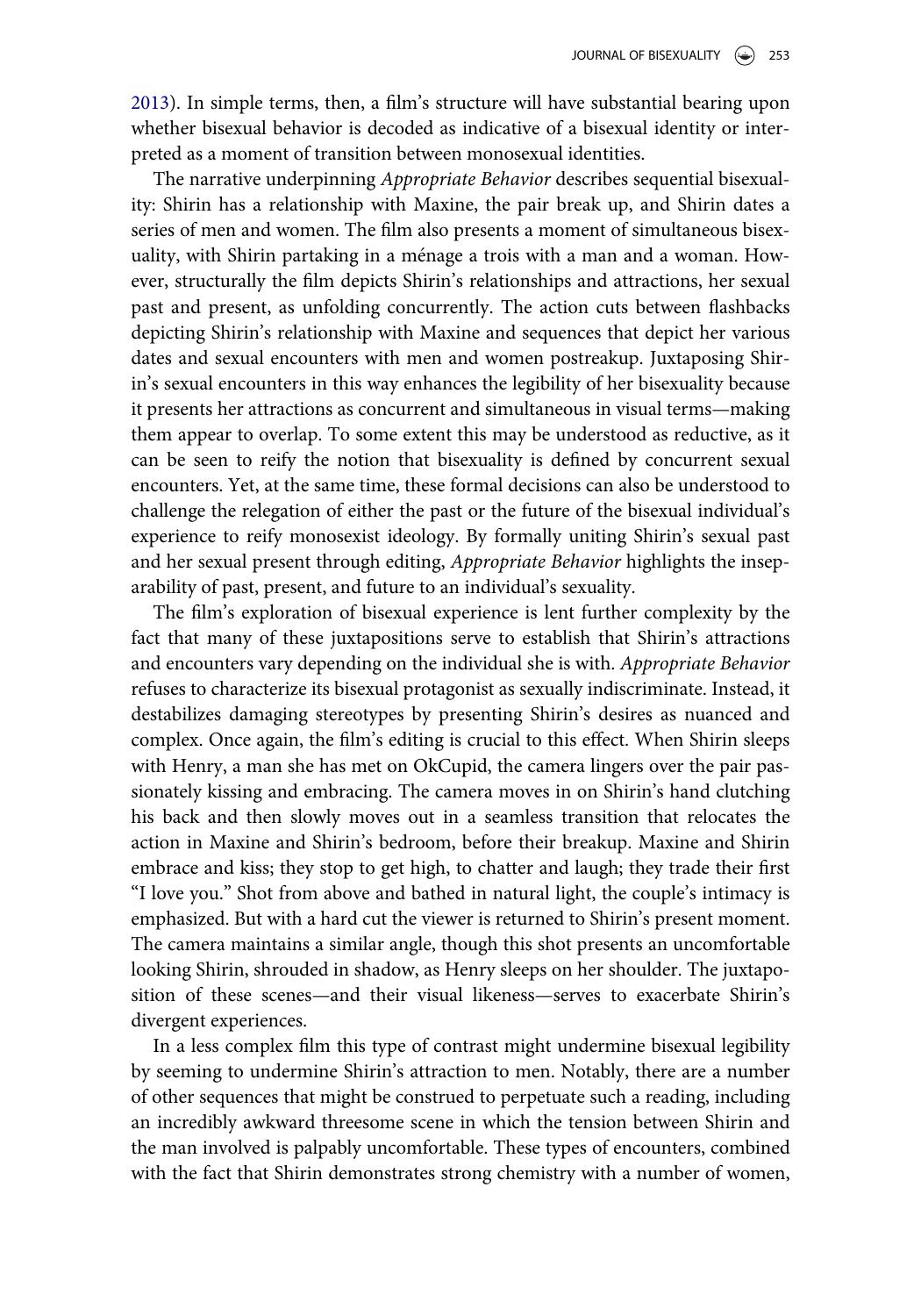2013). In simple terms, then, a film's structure will have substantial bearing upon whether bisexual behavior is decoded as indicative of a bisexual identity or interpreted as a moment of transition between monosexual identities.

The narrative underpinning *Appropriate Behavior* describes sequential bisexuality: Shirin has a relationship with Maxine, the pair break up, and Shirin dates a series of men and women. The film also presents a moment of simultaneous bisexuality, with Shirin partaking in a ménage a trois with a man and a woman. However, structurally the film depicts Shirin's relationships and attractions, her sexual past and present, as unfolding concurrently. The action cuts between flashbacks depicting Shirin's relationship with Maxine and sequences that depict her various dates and sexual encounters with men and women postreakup. Juxtaposing Shirin's sexual encounters in this way enhances the legibility of her bisexuality because it presents her attractions as concurrent and simultaneous in visual terms—making them appear to overlap. To some extent this may be understood as reductive, as it can be seen to reify the notion that bisexuality is defined by concurrent sexual encounters. Yet, at the same time, these formal decisions can also be understood to challenge the relegation of either the past or the future of the bisexual individual's experience to reify monosexist ideology. By formally uniting Shirin's sexual past and her sexual present through editing, *Appropriate Behavior* highlights the inseparability of past, present, and future to an individual's sexuality.

The film's exploration of bisexual experience is lent further complexity by the fact that many of these juxtapositions serve to establish that Shirin's attractions and encounters vary depending on the individual she is with. *Appropriate Behavior* refuses to characterize its bisexual protagonist as sexually indiscriminate. Instead, it destabilizes damaging stereotypes by presenting Shirin's desires as nuanced and complex. Once again, the film's editing is crucial to this effect. When Shirin sleeps with Henry, a man she has met on OkCupid, the camera lingers over the pair passionately kissing and embracing. The camera moves in on Shirin's hand clutching his back and then slowly moves out in a seamless transition that relocates the action in Maxine and Shirin's bedroom, before their breakup. Maxine and Shirin embrace and kiss; they stop to get high, to chatter and laugh; they trade their first "I love you." Shot from above and bathed in natural light, the couple's intimacy is emphasized. But with a hard cut the viewer is returned to Shirin's present moment. The camera maintains a similar angle, though this shot presents an uncomfortable looking Shirin, shrouded in shadow, as Henry sleeps on her shoulder. The juxtaposition of these scenes—and their visual likeness—serves to exacerbate Shirin's divergent experiences.

In a less complex film this type of contrast might undermine bisexual legibility by seeming to undermine Shirin's attraction to men. Notably, there are a number of other sequences that might be construed to perpetuate such a reading, including an incredibly awkward threesome scene in which the tension between Shirin and the man involved is palpably uncomfortable. These types of encounters, combined with the fact that Shirin demonstrates strong chemistry with a number of women,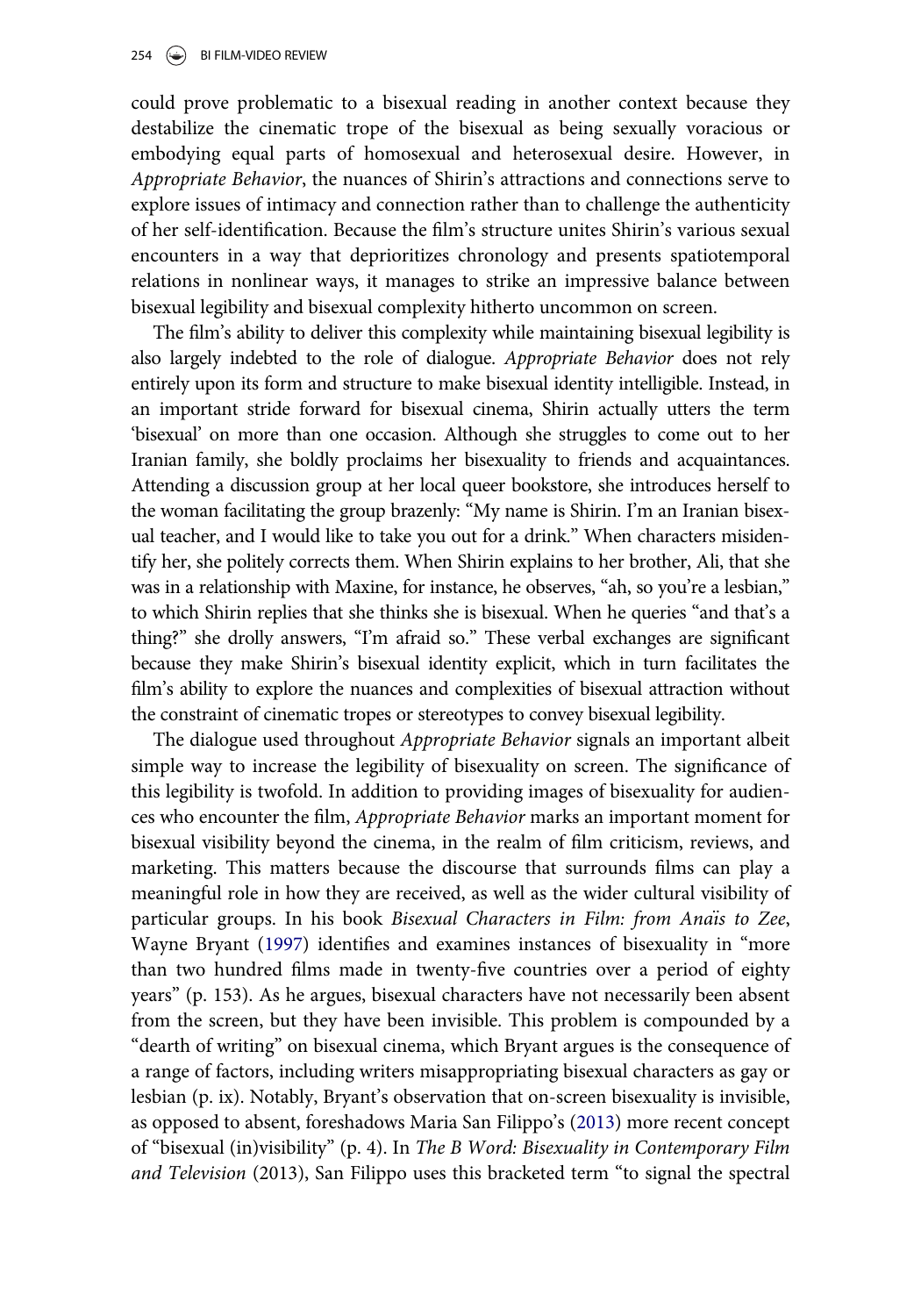could prove problematic to a bisexual reading in another context because they destabilize the cinematic trope of the bisexual as being sexually voracious or embodying equal parts of homosexual and heterosexual desire. However, in *Appropriate Behavior*, the nuances of Shirin's attractions and connections serve to explore issues of intimacy and connection rather than to challenge the authenticity of her self-identification. Because the film's structure unites Shirin's various sexual encounters in a way that deprioritizes chronology and presents spatiotemporal relations in nonlinear ways, it manages to strike an impressive balance between bisexual legibility and bisexual complexity hitherto uncommon on screen.

The film's ability to deliver this complexity while maintaining bisexual legibility is also largely indebted to the role of dialogue. *Appropriate Behavior* does not rely entirely upon its form and structure to make bisexual identity intelligible. Instead, in an important stride forward for bisexual cinema, Shirin actually utters the term 'bisexual' on more than one occasion. Although she struggles to come out to her Iranian family, she boldly proclaims her bisexuality to friends and acquaintances. Attending a discussion group at her local queer bookstore, she introduces herself to the woman facilitating the group brazenly: "My name is Shirin. I'm an Iranian bisexual teacher, and I would like to take you out for a drink." When characters misidentify her, she politely corrects them. When Shirin explains to her brother, Ali, that she was in a relationship with Maxine, for instance, he observes, "ah, so you're a lesbian," to which Shirin replies that she thinks she is bisexual. When he queries "and that's a thing?" she drolly answers, "I'm afraid so." These verbal exchanges are significant because they make Shirin's bisexual identity explicit, which in turn facilitates the film's ability to explore the nuances and complexities of bisexual attraction without the constraint of cinematic tropes or stereotypes to convey bisexual legibility.

The dialogue used throughout *Appropriate Behavior* signals an important albeit simple way to increase the legibility of bisexuality on screen. The significance of this legibility is twofold. In addition to providing images of bisexuality for audiences who encounter the film, *Appropriate Behavior* marks an important moment for bisexual visibility beyond the cinema, in the realm of film criticism, reviews, and marketing. This matters because the discourse that surrounds films can play a meaningful role in how they are received, as well as the wider cultural visibility of particular groups. In his book *Bisexual Characters in Film: from Anaïs to Zee*, Wayne Bryant (1997) identifies and examines instances of bisexuality in "more than two hundred films made in twenty-five countries over a period of eighty years" (p. 153). As he argues, bisexual characters have not necessarily been absent from the screen, but they have been invisible. This problem is compounded by a "dearth of writing" on bisexual cinema, which Bryant argues is the consequence of a range of factors, including writers misappropriating bisexual characters as gay or lesbian (p. ix). Notably, Bryant's observation that on-screen bisexuality is invisible, as opposed to absent, foreshadows Maria San Filippo's (2013) more recent concept of "bisexual (in)visibility" (p. 4). In *The B Word: Bisexuality in Contemporary Film and Television* (2013), San Filippo uses this bracketed term "to signal the spectral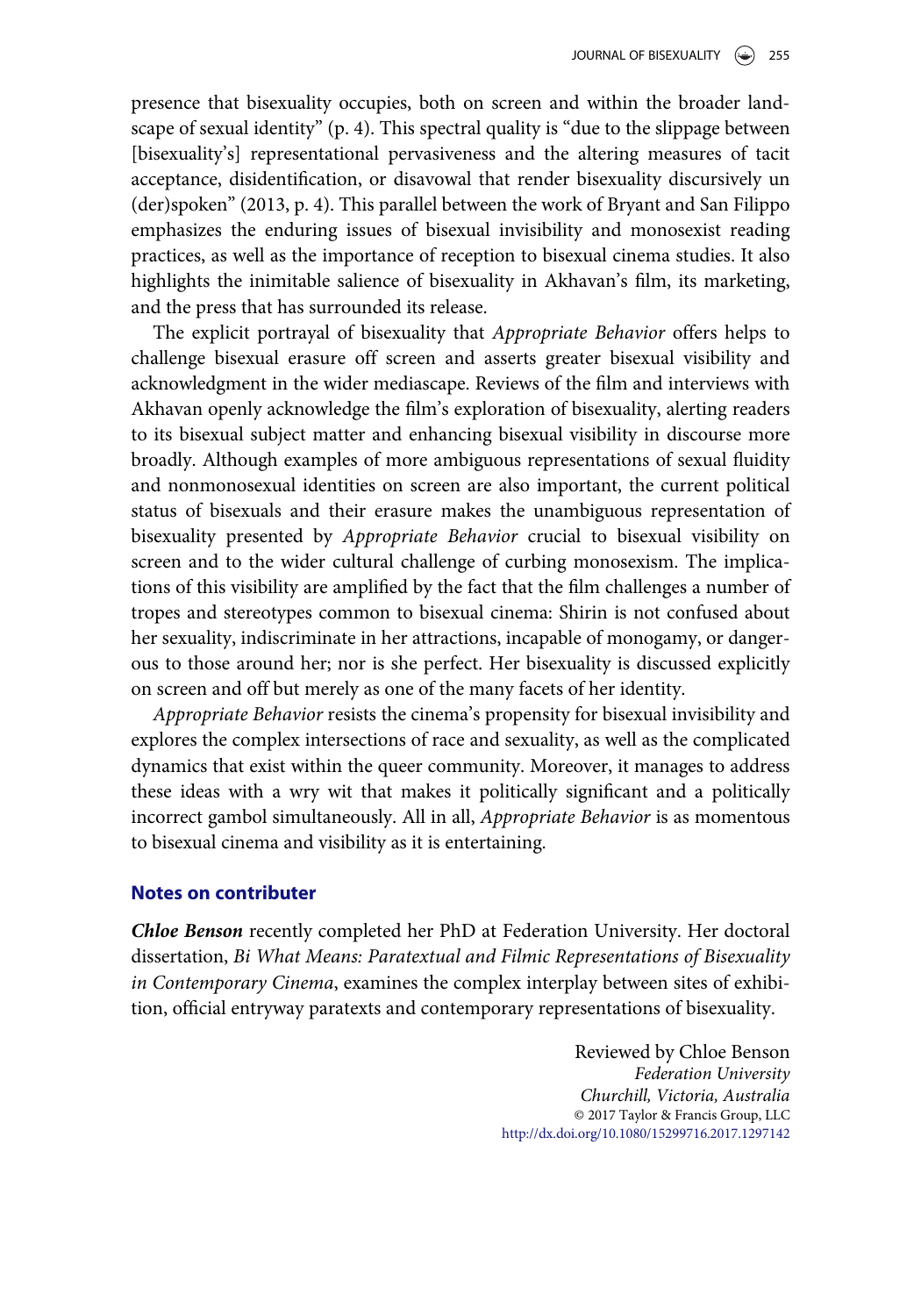presence that bisexuality occupies, both on screen and within the broader landscape of sexual identity" (p. 4). This spectral quality is "due to the slippage between [bisexuality's] representational pervasiveness and the altering measures of tacit acceptance, disidentification, or disavowal that render bisexuality discursively un(der)spoken" (2013, p. 4). This parallel between the work of Bryant and San Filippo emphasizes the enduring issues of bisexual invisibility and monosexist reading practices, as well as the importance of reception to bisexual cinema studies. It also highlights the inimitable salience of bisexuality in Akhavan's film, its marketing, and the press that has surrounded its release.

The explicit portrayal of bisexuality that *Appropriate Behavior* offers helps to challenge bisexual erasure off screen and asserts greater bisexual visibility and acknowledgment in the wider mediascape. Reviews of the film and interviews with Akhavan openly acknowledge the film's exploration of bisexuality, alerting readers to its bisexual subject matter and enhancing bisexual visibility in discourse more broadly. Although examples of more ambiguous representations of sexual fluidity and nonmonosexual identities on screen are also important, the current political status of bisexuals and their erasure makes the unambiguous representation of bisexuality presented by *Appropriate Behavior* crucial to bisexual visibility on screen and to the wider cultural challenge of curbing monosexism. The implications of this visibility are amplified by the fact that the film challenges a number of tropes and stereotypes common to bisexual cinema: Shirin is not confused about her sexuality, indiscriminate in her attractions, incapable of monogamy, or dangerous to those around her; nor is she perfect. Her bisexuality is discussed explicitly on screen and off but merely as one of the many facets of her identity.

*Appropriate Behavior* resists the cinema's propensity for bisexual invisibility and explores the complex intersections of race and sexuality, as well as the complicated dynamics that exist within the queer community. Moreover, it manages to address these ideas with a wry wit that makes it politically significant and a politically incorrect gambol simultaneously. All in all, *Appropriate Behavior* is as momentous to bisexual cinema and visibility as it is entertaining.

## Notes on contributer

***Chloe Benson*** recently completed her PhD at Federation University. Her doctoral dissertation, *Bi What Means: Paratextual and Filmic Representations of Bisexuality in Contemporary Cinema*, examines the complex interplay between sites of exhibition, official entryway paratexts and contemporary representations of bisexuality.

Reviewed by Chloe Benson
*Federation University*
*Churchill, Victoria, Australia*
© 2017 Taylor & Francis Group, LLC
http://dx.doi.org/10.1080/15299716.2017.1297142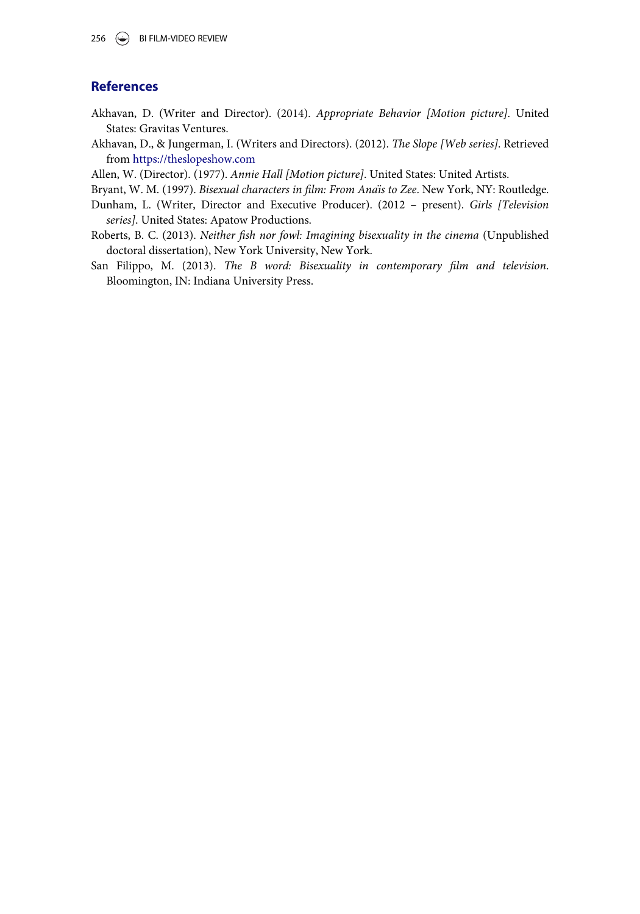## References

Akhavan, D. (Writer and Director). (2014). *Appropriate Behavior [Motion picture]*. United States: Gravitas Ventures.

Akhavan, D., & Jungerman, I. (Writers and Directors). (2012). *The Slope [Web series]*. Retrieved from https://theslopeshow.com

Allen, W. (Director). (1977). *Annie Hall [Motion picture]*. United States: United Artists.

Bryant, W. M. (1997). *Bisexual characters in film: From Anaïs to Zee*. New York, NY: Routledge.

Dunham, L. (Writer, Director and Executive Producer). (2012 – present). *Girls [Television series]*. United States: Apatow Productions.

Roberts, B. C. (2013). *Neither fish nor fowl: Imagining bisexuality in the cinema* (Unpublished doctoral dissertation), New York University, New York.

San Filippo, M. (2013). *The B word: Bisexuality in contemporary film and television*. Bloomington, IN: Indiana University Press.